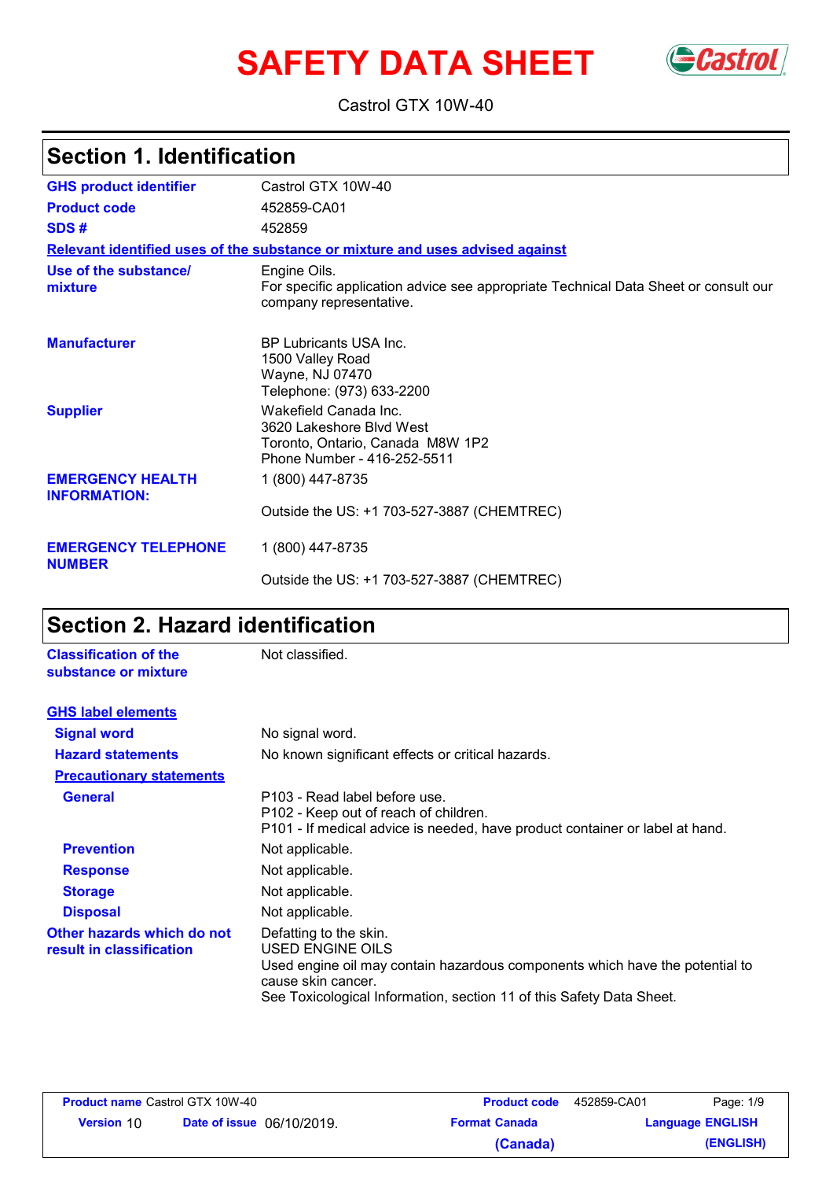# SAFETY DATA SHEET

Castrol GTX 10W-40

## Section 1. Identification

| | |
|---|---|
| **GHS product identifier** | Castrol GTX 10W-40 |
| **Product code** | 452859-CA01 |
| **SDS #** | 452859 |

**Relevant identified uses of the substance or mixture and uses advised against**

| | |
|---|---|
| **Use of the substance/ mixture** | Engine Oils.<br>For specific application advice see appropriate Technical Data Sheet or consult our company representative. |
| **Manufacturer** | BP Lubricants USA Inc.<br>1500 Valley Road<br>Wayne, NJ 07470<br>Telephone: (973) 633-2200 |
| **Supplier** | Wakefield Canada Inc.<br>3620 Lakeshore Blvd West<br>Toronto, Ontario, Canada M8W 1P2<br>Phone Number - 416-252-5511 |
| **EMERGENCY HEALTH INFORMATION:** | 1 (800) 447-8735<br><br>Outside the US: +1 703-527-3887 (CHEMTREC) |
| **EMERGENCY TELEPHONE NUMBER** | 1 (800) 447-8735<br><br>Outside the US: +1 703-527-3887 (CHEMTREC) |

## Section 2. Hazard identification

| | |
|---|---|
| **Classification of the substance or mixture** | Not classified. |

**GHS label elements**

| | |
|---|---|
| **Signal word** | No signal word. |
| **Hazard statements** | No known significant effects or critical hazards. |

**Precautionary statements**

| | |
|---|---|
| **General** | P103 - Read label before use.<br>P102 - Keep out of reach of children.<br>P101 - If medical advice is needed, have product container or label at hand. |
| **Prevention** | Not applicable. |
| **Response** | Not applicable. |
| **Storage** | Not applicable. |
| **Disposal** | Not applicable. |
| **Other hazards which do not result in classification** | Defatting to the skin.<br>USED ENGINE OILS<br>Used engine oil may contain hazardous components which have the potential to cause skin cancer.<br>See Toxicological Information, section 11 of this Safety Data Sheet. |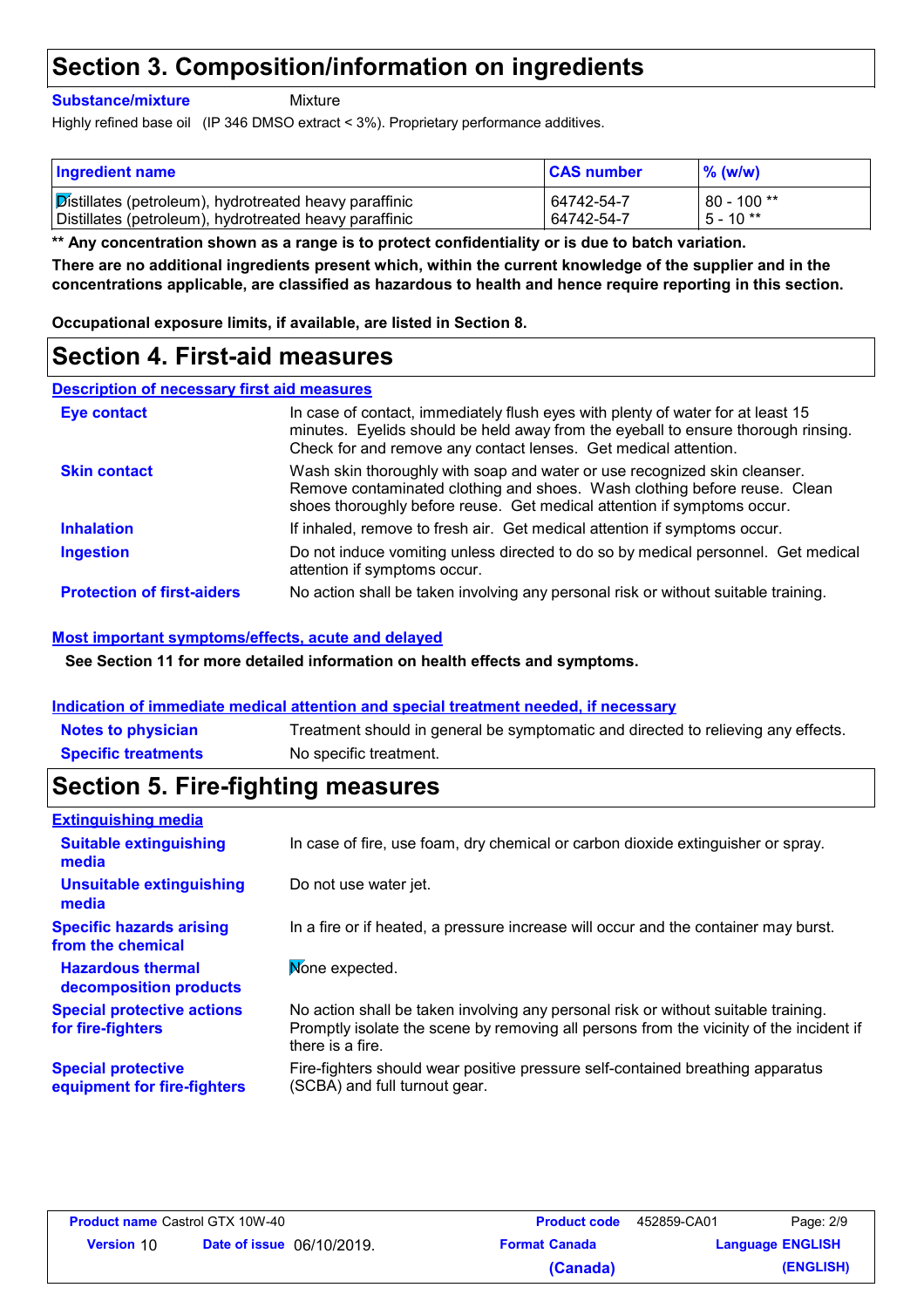# Section 3. Composition/information on ingredients

**Substance/mixture** Mixture

Highly refined base oil (IP 346 DMSO extract < 3%). Proprietary performance additives.

| Ingredient name | CAS number | % (w/w) |
|---|---|---|
| Distillates (petroleum), hydrotreated heavy paraffinic | 64742-54-7 | 80 - 100 ** |
| Distillates (petroleum), hydrotreated heavy paraffinic | 64742-54-7 | 5 - 10 ** |

**** Any concentration shown as a range is to protect confidentiality or is due to batch variation.**

**There are no additional ingredients present which, within the current knowledge of the supplier and in the concentrations applicable, are classified as hazardous to health and hence require reporting in this section.**

**Occupational exposure limits, if available, are listed in Section 8.**

# Section 4. First-aid measures

## Description of necessary first aid measures

**Eye contact** In case of contact, immediately flush eyes with plenty of water for at least 15 minutes. Eyelids should be held away from the eyeball to ensure thorough rinsing. Check for and remove any contact lenses. Get medical attention.

**Skin contact** Wash skin thoroughly with soap and water or use recognized skin cleanser. Remove contaminated clothing and shoes. Wash clothing before reuse. Clean shoes thoroughly before reuse. Get medical attention if symptoms occur.

**Inhalation** If inhaled, remove to fresh air. Get medical attention if symptoms occur.

**Ingestion** Do not induce vomiting unless directed to do so by medical personnel. Get medical attention if symptoms occur.

**Protection of first-aiders** No action shall be taken involving any personal risk or without suitable training.

## Most important symptoms/effects, acute and delayed

**See Section 11 for more detailed information on health effects and symptoms.**

## Indication of immediate medical attention and special treatment needed, if necessary

**Notes to physician** Treatment should in general be symptomatic and directed to relieving any effects.

**Specific treatments** No specific treatment.

# Section 5. Fire-fighting measures

## Extinguishing media

**Suitable extinguishing media** In case of fire, use foam, dry chemical or carbon dioxide extinguisher or spray.

**Unsuitable extinguishing media** Do not use water jet.

**Specific hazards arising from the chemical** In a fire or if heated, a pressure increase will occur and the container may burst.

**Hazardous thermal decomposition products** None expected.

**Special protective actions for fire-fighters** No action shall be taken involving any personal risk or without suitable training. Promptly isolate the scene by removing all persons from the vicinity of the incident if there is a fire.

**Special protective equipment for fire-fighters** Fire-fighters should wear positive pressure self-contained breathing apparatus (SCBA) and full turnout gear.

| Product name Castrol GTX 10W-40 | Product code 452859-CA01 |
|---|---|
| Version 10 | Date of issue 06/10/2019. |
| Format Canada (Canada) | Language ENGLISH (ENGLISH) |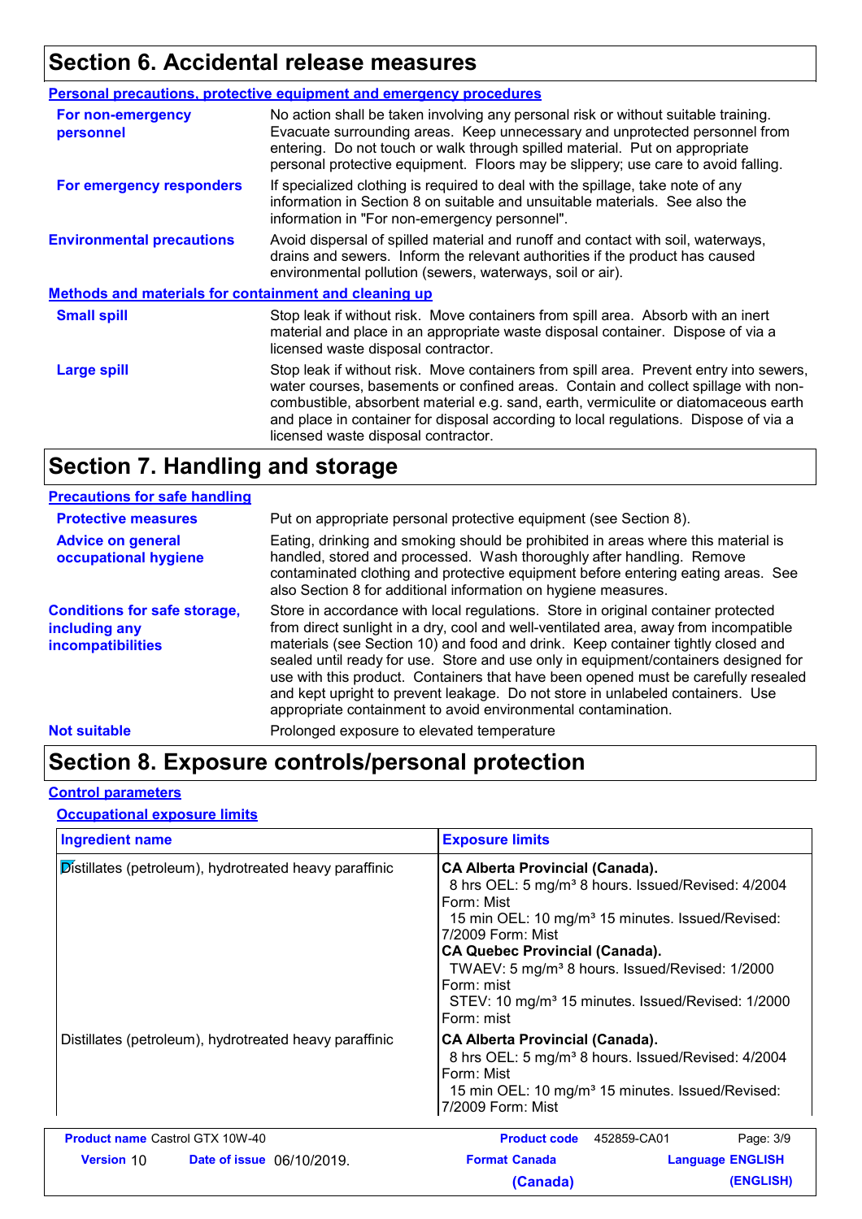## Section 6. Accidental release measures

### Personal precautions, protective equipment and emergency procedures

**For non-emergency personnel**
No action shall be taken involving any personal risk or without suitable training. Evacuate surrounding areas. Keep unnecessary and unprotected personnel from entering. Do not touch or walk through spilled material. Put on appropriate personal protective equipment. Floors may be slippery; use care to avoid falling.

**For emergency responders**
If specialized clothing is required to deal with the spillage, take note of any information in Section 8 on suitable and unsuitable materials. See also the information in "For non-emergency personnel".

**Environmental precautions**
Avoid dispersal of spilled material and runoff and contact with soil, waterways, drains and sewers. Inform the relevant authorities if the product has caused environmental pollution (sewers, waterways, soil or air).

### Methods and materials for containment and cleaning up

**Small spill**
Stop leak if without risk. Move containers from spill area. Absorb with an inert material and place in an appropriate waste disposal container. Dispose of via a licensed waste disposal contractor.

**Large spill**
Stop leak if without risk. Move containers from spill area. Prevent entry into sewers, water courses, basements or confined areas. Contain and collect spillage with non-combustible, absorbent material e.g. sand, earth, vermiculite or diatomaceous earth and place in container for disposal according to local regulations. Dispose of via a licensed waste disposal contractor.

## Section 7. Handling and storage

### Precautions for safe handling

**Protective measures**
Put on appropriate personal protective equipment (see Section 8).

**Advice on general occupational hygiene**
Eating, drinking and smoking should be prohibited in areas where this material is handled, stored and processed. Wash thoroughly after handling. Remove contaminated clothing and protective equipment before entering eating areas. See also Section 8 for additional information on hygiene measures.

**Conditions for safe storage, including any incompatibilities**
Store in accordance with local regulations. Store in original container protected from direct sunlight in a dry, cool and well-ventilated area, away from incompatible materials (see Section 10) and food and drink. Keep container tightly closed and sealed until ready for use. Store and use only in equipment/containers designed for use with this product. Containers that have been opened must be carefully resealed and kept upright to prevent leakage. Do not store in unlabeled containers. Use appropriate containment to avoid environmental contamination.

**Not suitable**
Prolonged exposure to elevated temperature

## Section 8. Exposure controls/personal protection

### Control parameters

#### Occupational exposure limits

| Ingredient name | Exposure limits |
|---|---|
| Distillates (petroleum), hydrotreated heavy paraffinic | **CA Alberta Provincial (Canada).**<br>8 hrs OEL: 5 mg/m³ 8 hours. Issued/Revised: 4/2004 Form: Mist<br>15 min OEL: 10 mg/m³ 15 minutes. Issued/Revised: 7/2009 Form: Mist<br>**CA Quebec Provincial (Canada).**<br>TWAEV: 5 mg/m³ 8 hours. Issued/Revised: 1/2000 Form: mist<br>STEV: 10 mg/m³ 15 minutes. Issued/Revised: 1/2000 Form: mist |
| Distillates (petroleum), hydrotreated heavy paraffinic | **CA Alberta Provincial (Canada).**<br>8 hrs OEL: 5 mg/m³ 8 hours. Issued/Revised: 4/2004 Form: Mist<br>15 min OEL: 10 mg/m³ 15 minutes. Issued/Revised: 7/2009 Form: Mist |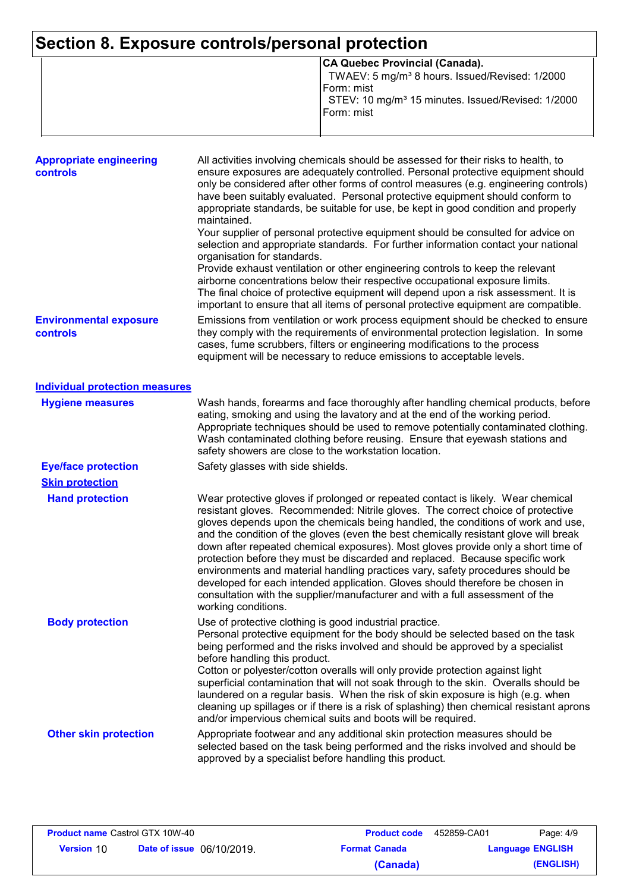# Section 8. Exposure controls/personal protection

| | |
|---|---|
| | **CA Quebec Provincial (Canada).**<br>TWAEV: 5 mg/m³ 8 hours. Issued/Revised: 1/2000<br>Form: mist<br>STEV: 10 mg/m³ 15 minutes. Issued/Revised: 1/2000<br>Form: mist |

**Appropriate engineering controls**

All activities involving chemicals should be assessed for their risks to health, to ensure exposures are adequately controlled. Personal protective equipment should only be considered after other forms of control measures (e.g. engineering controls) have been suitably evaluated. Personal protective equipment should conform to appropriate standards, be suitable for use, be kept in good condition and properly maintained.
Your supplier of personal protective equipment should be consulted for advice on selection and appropriate standards. For further information contact your national organisation for standards.
Provide exhaust ventilation or other engineering controls to keep the relevant airborne concentrations below their respective occupational exposure limits.
The final choice of protective equipment will depend upon a risk assessment. It is important to ensure that all items of personal protective equipment are compatible.

**Environmental exposure controls**

Emissions from ventilation or work process equipment should be checked to ensure they comply with the requirements of environmental protection legislation. In some cases, fume scrubbers, filters or engineering modifications to the process equipment will be necessary to reduce emissions to acceptable levels.

## Individual protection measures

**Hygiene measures**

Wash hands, forearms and face thoroughly after handling chemical products, before eating, smoking and using the lavatory and at the end of the working period. Appropriate techniques should be used to remove potentially contaminated clothing. Wash contaminated clothing before reusing. Ensure that eyewash stations and safety showers are close to the workstation location.

**Eye/face protection**

Safety glasses with side shields.

### Skin protection

**Hand protection**

Wear protective gloves if prolonged or repeated contact is likely. Wear chemical resistant gloves. Recommended: Nitrile gloves. The correct choice of protective gloves depends upon the chemicals being handled, the conditions of work and use, and the condition of the gloves (even the best chemically resistant glove will break down after repeated chemical exposures). Most gloves provide only a short time of protection before they must be discarded and replaced. Because specific work environments and material handling practices vary, safety procedures should be developed for each intended application. Gloves should therefore be chosen in consultation with the supplier/manufacturer and with a full assessment of the working conditions.

**Body protection**

Use of protective clothing is good industrial practice.
Personal protective equipment for the body should be selected based on the task being performed and the risks involved and should be approved by a specialist before handling this product.
Cotton or polyester/cotton overalls will only provide protection against light superficial contamination that will not soak through to the skin. Overalls should be laundered on a regular basis. When the risk of skin exposure is high (e.g. when cleaning up spillages or if there is a risk of splashing) then chemical resistant aprons and/or impervious chemical suits and boots will be required.

**Other skin protection**

Appropriate footwear and any additional skin protection measures should be selected based on the task being performed and the risks involved and should be approved by a specialist before handling this product.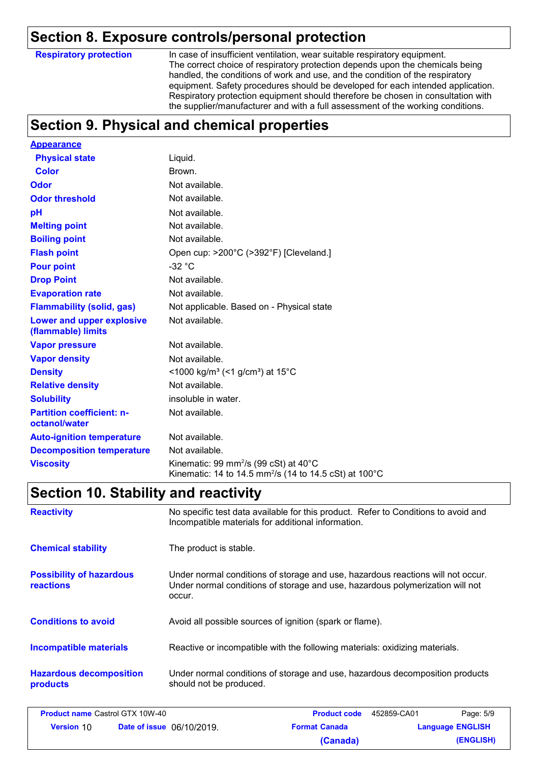## Section 8. Exposure controls/personal protection

| | |
|---|---|
| **Respiratory protection** | In case of insufficient ventilation, wear suitable respiratory equipment. The correct choice of respiratory protection depends upon the chemicals being handled, the conditions of work and use, and the condition of the respiratory equipment. Safety procedures should be developed for each intended application. Respiratory protection equipment should therefore be chosen in consultation with the supplier/manufacturer and with a full assessment of the working conditions. |

## Section 9. Physical and chemical properties

| | |
|---|---|
| **Appearance** | |
| **Physical state** | Liquid. |
| **Color** | Brown. |
| **Odor** | Not available. |
| **Odor threshold** | Not available. |
| **pH** | Not available. |
| **Melting point** | Not available. |
| **Boiling point** | Not available. |
| **Flash point** | Open cup: >200°C (>392°F) [Cleveland.] |
| **Pour point** | -32 °C |
| **Drop Point** | Not available. |
| **Evaporation rate** | Not available. |
| **Flammability (solid, gas)** | Not applicable. Based on - Physical state |
| **Lower and upper explosive (flammable) limits** | Not available. |
| **Vapor pressure** | Not available. |
| **Vapor density** | Not available. |
| **Density** | <1000 kg/m³ (<1 g/cm³) at 15°C |
| **Relative density** | Not available. |
| **Solubility** | insoluble in water. |
| **Partition coefficient: n-octanol/water** | Not available. |
| **Auto-ignition temperature** | Not available. |
| **Decomposition temperature** | Not available. |
| **Viscosity** | Kinematic: 99 $mm^2/s$ (99 cSt) at 40°C<br>Kinematic: 14 to 14.5 $mm^2/s$ (14 to 14.5 cSt) at 100°C |

## Section 10. Stability and reactivity

| | |
|---|---|
| **Reactivity** | No specific test data available for this product. Refer to Conditions to avoid and Incompatible materials for additional information. |
| **Chemical stability** | The product is stable. |
| **Possibility of hazardous reactions** | Under normal conditions of storage and use, hazardous reactions will not occur. Under normal conditions of storage and use, hazardous polymerization will not occur. |
| **Conditions to avoid** | Avoid all possible sources of ignition (spark or flame). |
| **Incompatible materials** | Reactive or incompatible with the following materials: oxidizing materials. |
| **Hazardous decomposition products** | Under normal conditions of storage and use, hazardous decomposition products should not be produced. |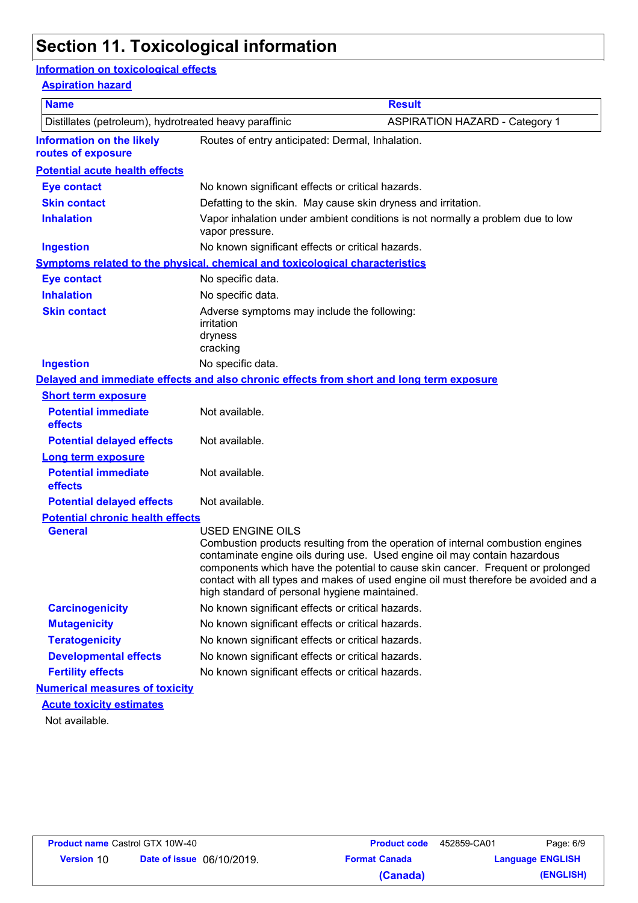# Section 11. Toxicological information

## Information on toxicological effects

### Aspiration hazard

| Name | Result |
|---|---|
| Distillates (petroleum), hydrotreated heavy paraffinic | ASPIRATION HAZARD - Category 1 |

**Information on the likely routes of exposure**: Routes of entry anticipated: Dermal, Inhalation.

### Potential acute health effects

**Eye contact**: No known significant effects or critical hazards.

**Skin contact**: Defatting to the skin. May cause skin dryness and irritation.

**Inhalation**: Vapor inhalation under ambient conditions is not normally a problem due to low vapor pressure.

**Ingestion**: No known significant effects or critical hazards.

### Symptoms related to the physical, chemical and toxicological characteristics

**Eye contact**: No specific data.

**Inhalation**: No specific data.

**Skin contact**: Adverse symptoms may include the following:
irritation
dryness
cracking

**Ingestion**: No specific data.

### Delayed and immediate effects and also chronic effects from short and long term exposure

#### Short term exposure

**Potential immediate effects**: Not available.

**Potential delayed effects**: Not available.

#### Long term exposure

**Potential immediate effects**: Not available.

**Potential delayed effects**: Not available.

#### Potential chronic health effects

**General**: USED ENGINE OILS
Combustion products resulting from the operation of internal combustion engines contaminate engine oils during use. Used engine oil may contain hazardous components which have the potential to cause skin cancer. Frequent or prolonged contact with all types and makes of used engine oil must therefore be avoided and a high standard of personal hygiene maintained.

**Carcinogenicity**: No known significant effects or critical hazards.

**Mutagenicity**: No known significant effects or critical hazards.

**Teratogenicity**: No known significant effects or critical hazards.

**Developmental effects**: No known significant effects or critical hazards.

**Fertility effects**: No known significant effects or critical hazards.

### Numerical measures of toxicity

#### Acute toxicity estimates

Not available.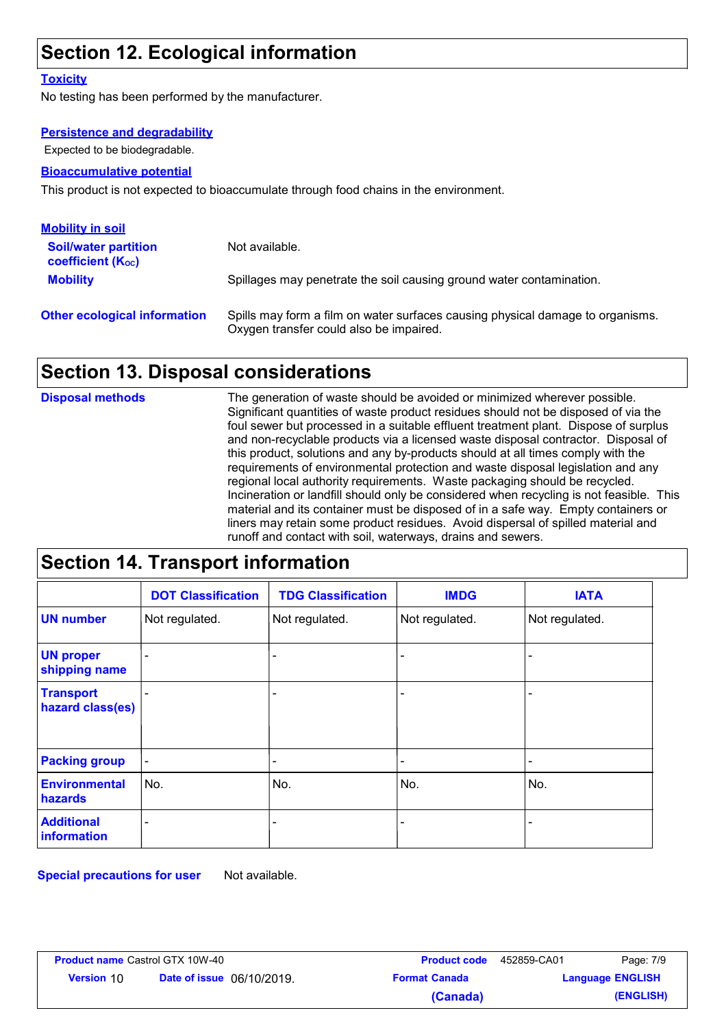## Section 12. Ecological information

**Toxicity**

No testing has been performed by the manufacturer.

**Persistence and degradability**

Expected to be biodegradable.

**Bioaccumulative potential**

This product is not expected to bioaccumulate through food chains in the environment.

**Mobility in soil**

**Soil/water partition coefficient ($K_{OC}$)**: Not available.

**Mobility**: Spillages may penetrate the soil causing ground water contamination.

**Other ecological information**: Spills may form a film on water surfaces causing physical damage to organisms. Oxygen transfer could also be impaired.

## Section 13. Disposal considerations

**Disposal methods**: The generation of waste should be avoided or minimized wherever possible. Significant quantities of waste product residues should not be disposed of via the foul sewer but processed in a suitable effluent treatment plant. Dispose of surplus and non-recyclable products via a licensed waste disposal contractor. Disposal of this product, solutions and any by-products should at all times comply with the requirements of environmental protection and waste disposal legislation and any regional local authority requirements. Waste packaging should be recycled. Incineration or landfill should only be considered when recycling is not feasible. This material and its container must be disposed of in a safe way. Empty containers or liners may retain some product residues. Avoid dispersal of spilled material and runoff and contact with soil, waterways, drains and sewers.

## Section 14. Transport information

| | DOT Classification | TDG Classification | IMDG | IATA |
|---|---|---|---|---|
| UN number | Not regulated. | Not regulated. | Not regulated. | Not regulated. |
| UN proper shipping name | - | - | - | - |
| Transport hazard class(es) | - | - | - | - |
| Packing group | - | - | - | - |
| Environmental hazards | No. | No. | No. | No. |
| Additional information | - | - | - | - |

**Special precautions for user**: Not available.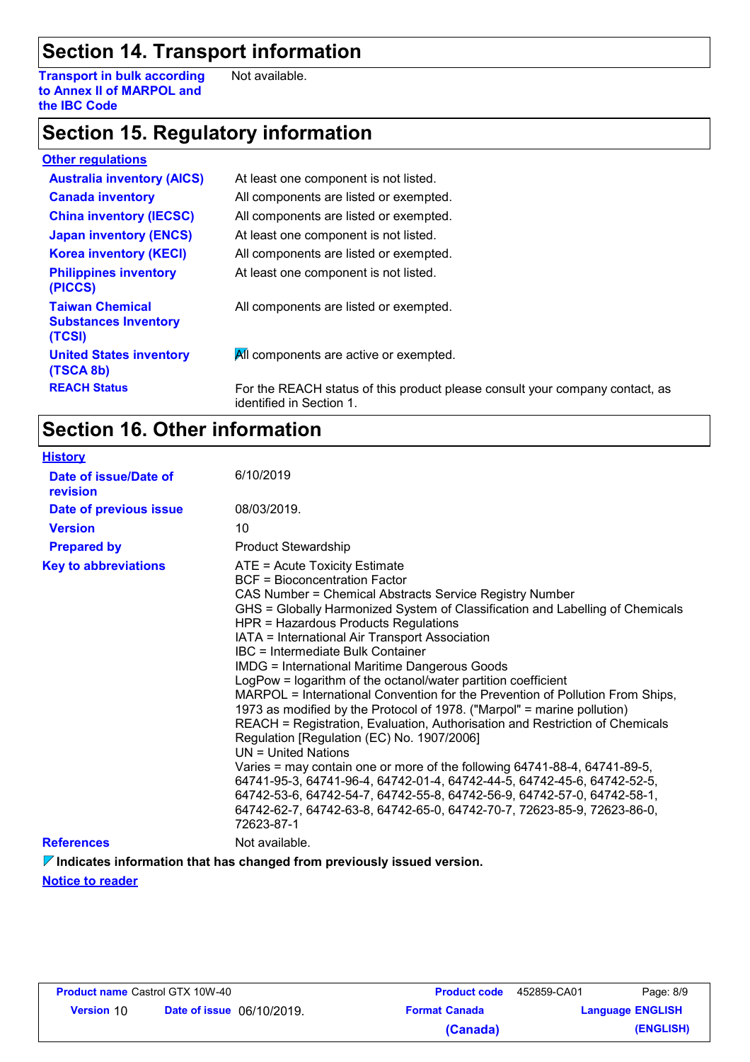## Section 14. Transport information

| | |
|---|---|
| **Transport in bulk according to Annex II of MARPOL and the IBC Code** | Not available. |

## Section 15. Regulatory information

**Other regulations**

| | |
|---|---|
| **Australia inventory (AICS)** | At least one component is not listed. |
| **Canada inventory** | All components are listed or exempted. |
| **China inventory (IECSC)** | All components are listed or exempted. |
| **Japan inventory (ENCS)** | At least one component is not listed. |
| **Korea inventory (KECI)** | All components are listed or exempted. |
| **Philippines inventory (PICCS)** | At least one component is not listed. |
| **Taiwan Chemical Substances Inventory (TCSI)** | All components are listed or exempted. |
| **United States inventory (TSCA 8b)** | All components are active or exempted. |
| **REACH Status** | For the REACH status of this product please consult your company contact, as identified in Section 1. |

## Section 16. Other information

**History**

| | |
|---|---|
| **Date of issue/Date of revision** | 6/10/2019 |
| **Date of previous issue** | 08/03/2019. |
| **Version** | 10 |
| **Prepared by** | Product Stewardship |

**Key to abbreviations**

ATE = Acute Toxicity Estimate
BCF = Bioconcentration Factor
CAS Number = Chemical Abstracts Service Registry Number
GHS = Globally Harmonized System of Classification and Labelling of Chemicals
HPR = Hazardous Products Regulations
IATA = International Air Transport Association
IBC = Intermediate Bulk Container
IMDG = International Maritime Dangerous Goods
LogPow = logarithm of the octanol/water partition coefficient
MARPOL = International Convention for the Prevention of Pollution From Ships, 1973 as modified by the Protocol of 1978. ("Marpol" = marine pollution)
REACH = Registration, Evaluation, Authorisation and Restriction of Chemicals Regulation [Regulation (EC) No. 1907/2006]
UN = United Nations
Varies = may contain one or more of the following 64741-88-4, 64741-89-5, 64741-95-3, 64741-96-4, 64742-01-4, 64742-44-5, 64742-45-6, 64742-52-5, 64742-53-6, 64742-54-7, 64742-55-8, 64742-56-9, 64742-57-0, 64742-58-1, 64742-62-7, 64742-63-8, 64742-65-0, 64742-70-7, 72623-85-9, 72623-86-0, 72623-87-1

**References** Not available.

**Indicates information that has changed from previously issued version.**

**Notice to reader**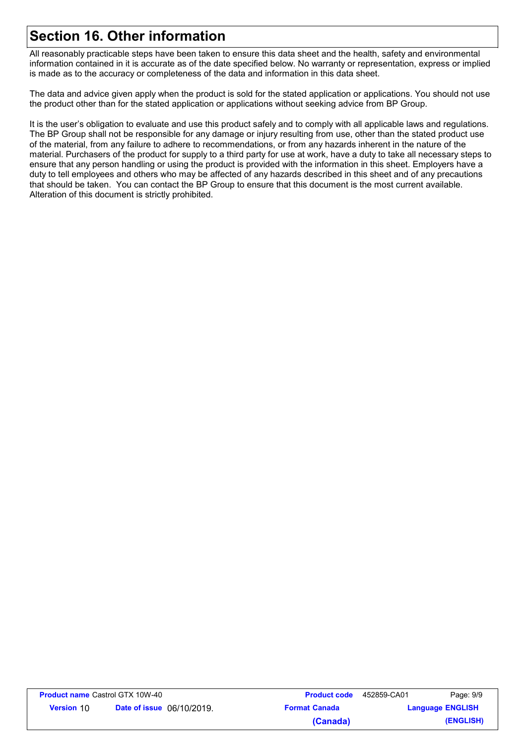# Section 16. Other information

All reasonably practicable steps have been taken to ensure this data sheet and the health, safety and environmental information contained in it is accurate as of the date specified below. No warranty or representation, express or implied is made as to the accuracy or completeness of the data and information in this data sheet.

The data and advice given apply when the product is sold for the stated application or applications. You should not use the product other than for the stated application or applications without seeking advice from BP Group.

It is the user's obligation to evaluate and use this product safely and to comply with all applicable laws and regulations. The BP Group shall not be responsible for any damage or injury resulting from use, other than the stated product use of the material, from any failure to adhere to recommendations, or from any hazards inherent in the nature of the material. Purchasers of the product for supply to a third party for use at work, have a duty to take all necessary steps to ensure that any person handling or using the product is provided with the information in this sheet. Employers have a duty to tell employees and others who may be affected of any hazards described in this sheet and of any precautions that should be taken. You can contact the BP Group to ensure that this document is the most current available. Alteration of this document is strictly prohibited.